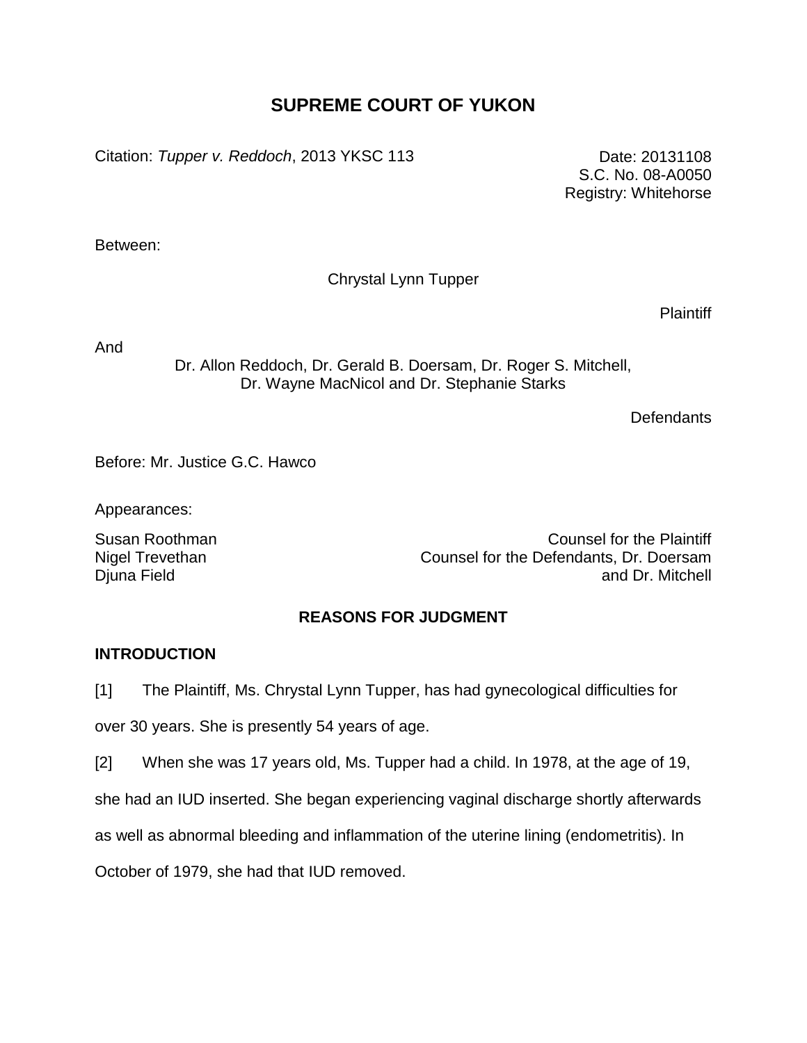# SUPREME COURT OF YUKON

Citation: *Tupper v. Reddoch*, 2013 YKSC 113

Date: 20131108
S.C. No. 08-A0050
Registry: Whitehorse

Between:

Chrystal Lynn Tupper

Plaintiff

And

Dr. Allon Reddoch, Dr. Gerald B. Doersam, Dr. Roger S. Mitchell,
Dr. Wayne MacNicol and Dr. Stephanie Starks

Defendants

Before: Mr. Justice G.C. Hawco

Appearances:

| | |
|---|---|
| Susan Roothman | Counsel for the Plaintiff |
| Nigel Trevethan<br>Djuna Field | Counsel for the Defendants, Dr. Doersam and Dr. Mitchell |

## REASONS FOR JUDGMENT

### INTRODUCTION

[1] The Plaintiff, Ms. Chrystal Lynn Tupper, has had gynecological difficulties for over 30 years. She is presently 54 years of age.

[2] When she was 17 years old, Ms. Tupper had a child. In 1978, at the age of 19, she had an IUD inserted. She began experiencing vaginal discharge shortly afterwards as well as abnormal bleeding and inflammation of the uterine lining (endometritis). In October of 1979, she had that IUD removed.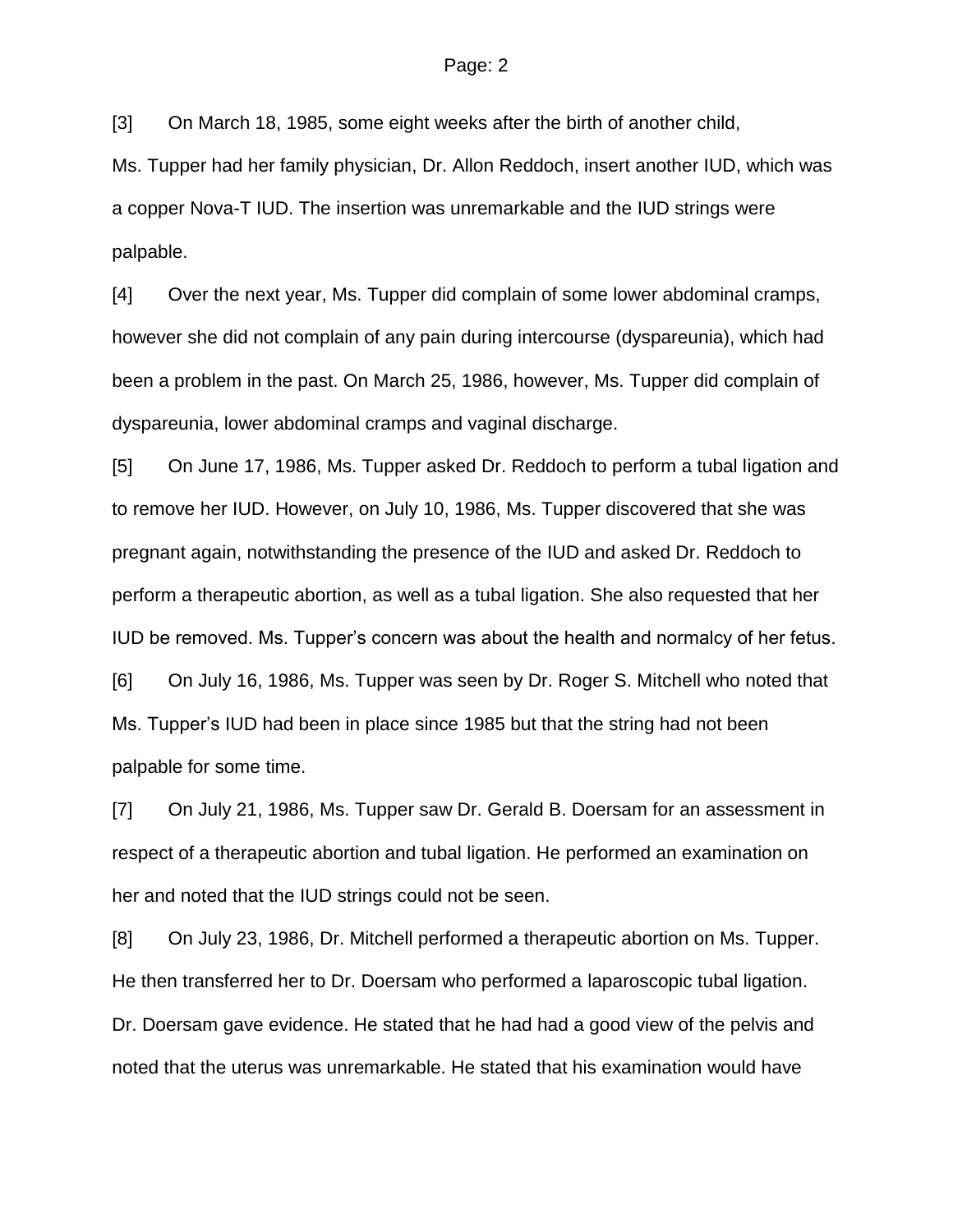[3] On March 18, 1985, some eight weeks after the birth of another child, Ms. Tupper had her family physician, Dr. Allon Reddoch, insert another IUD, which was a copper Nova-T IUD. The insertion was unremarkable and the IUD strings were palpable.

[4] Over the next year, Ms. Tupper did complain of some lower abdominal cramps, however she did not complain of any pain during intercourse (dyspareunia), which had been a problem in the past. On March 25, 1986, however, Ms. Tupper did complain of dyspareunia, lower abdominal cramps and vaginal discharge.

[5] On June 17, 1986, Ms. Tupper asked Dr. Reddoch to perform a tubal ligation and to remove her IUD. However, on July 10, 1986, Ms. Tupper discovered that she was pregnant again, notwithstanding the presence of the IUD and asked Dr. Reddoch to perform a therapeutic abortion, as well as a tubal ligation. She also requested that her IUD be removed. Ms. Tupper's concern was about the health and normalcy of her fetus.

[6] On July 16, 1986, Ms. Tupper was seen by Dr. Roger S. Mitchell who noted that Ms. Tupper's IUD had been in place since 1985 but that the string had not been palpable for some time.

[7] On July 21, 1986, Ms. Tupper saw Dr. Gerald B. Doersam for an assessment in respect of a therapeutic abortion and tubal ligation. He performed an examination on her and noted that the IUD strings could not be seen.

[8] On July 23, 1986, Dr. Mitchell performed a therapeutic abortion on Ms. Tupper. He then transferred her to Dr. Doersam who performed a laparoscopic tubal ligation. Dr. Doersam gave evidence. He stated that he had had a good view of the pelvis and noted that the uterus was unremarkable. He stated that his examination would have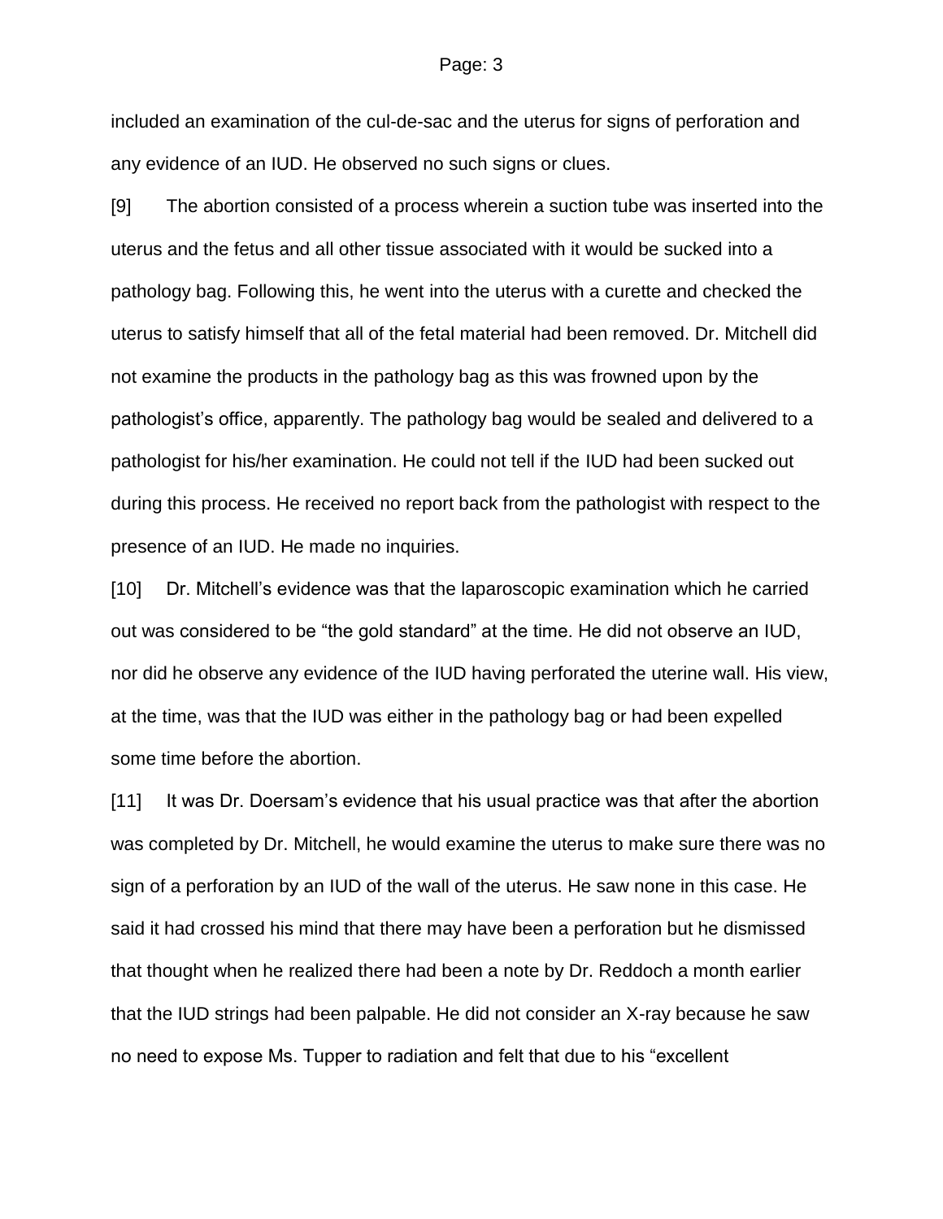included an examination of the cul-de-sac and the uterus for signs of perforation and any evidence of an IUD. He observed no such signs or clues.

[9] The abortion consisted of a process wherein a suction tube was inserted into the uterus and the fetus and all other tissue associated with it would be sucked into a pathology bag. Following this, he went into the uterus with a curette and checked the uterus to satisfy himself that all of the fetal material had been removed. Dr. Mitchell did not examine the products in the pathology bag as this was frowned upon by the pathologist's office, apparently. The pathology bag would be sealed and delivered to a pathologist for his/her examination. He could not tell if the IUD had been sucked out during this process. He received no report back from the pathologist with respect to the presence of an IUD. He made no inquiries.

[10] Dr. Mitchell's evidence was that the laparoscopic examination which he carried out was considered to be "the gold standard" at the time. He did not observe an IUD, nor did he observe any evidence of the IUD having perforated the uterine wall. His view, at the time, was that the IUD was either in the pathology bag or had been expelled some time before the abortion.

[11] It was Dr. Doersam's evidence that his usual practice was that after the abortion was completed by Dr. Mitchell, he would examine the uterus to make sure there was no sign of a perforation by an IUD of the wall of the uterus. He saw none in this case. He said it had crossed his mind that there may have been a perforation but he dismissed that thought when he realized there had been a note by Dr. Reddoch a month earlier that the IUD strings had been palpable. He did not consider an X-ray because he saw no need to expose Ms. Tupper to radiation and felt that due to his "excellent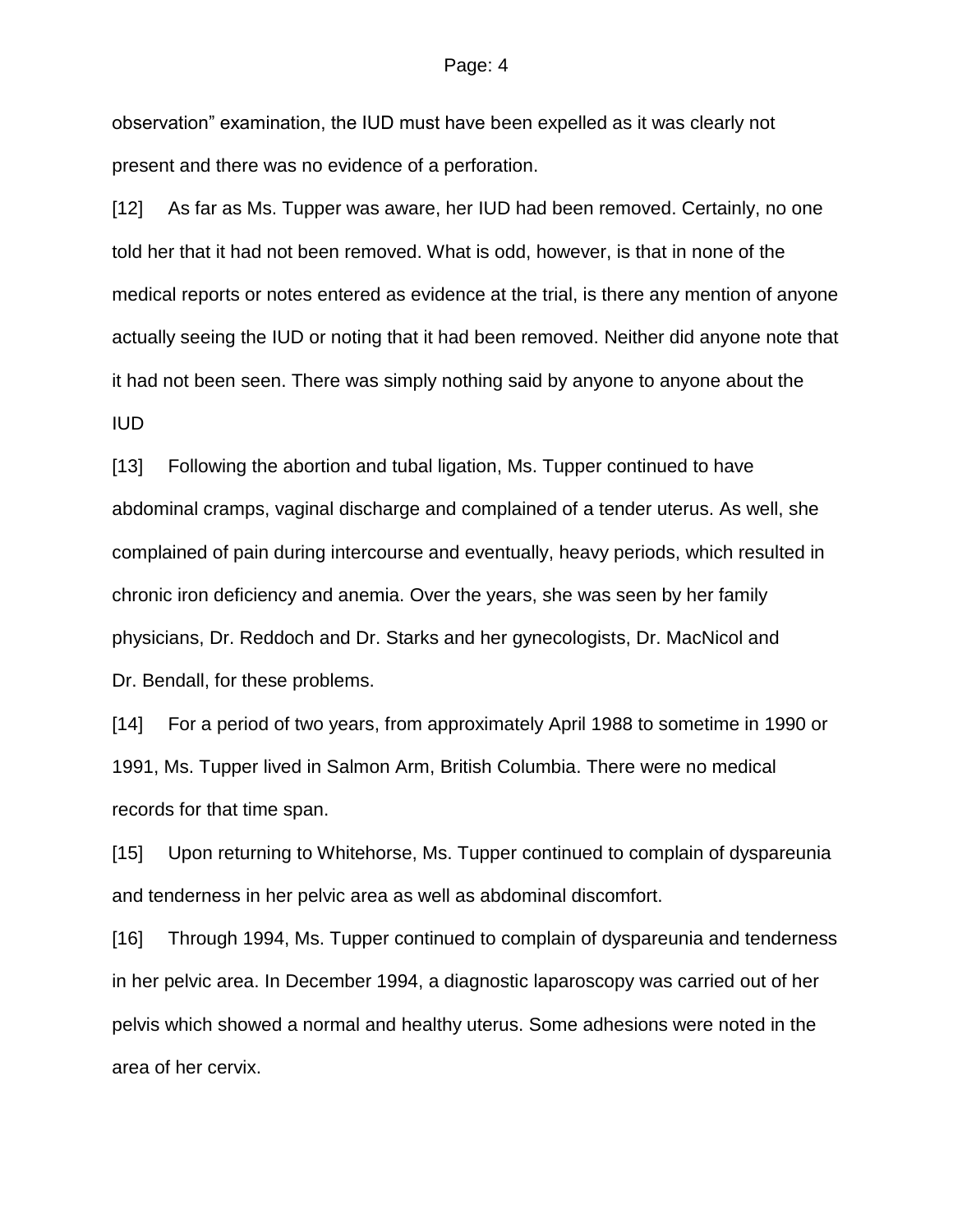observation" examination, the IUD must have been expelled as it was clearly not present and there was no evidence of a perforation.

[12] As far as Ms. Tupper was aware, her IUD had been removed. Certainly, no one told her that it had not been removed. What is odd, however, is that in none of the medical reports or notes entered as evidence at the trial, is there any mention of anyone actually seeing the IUD or noting that it had been removed. Neither did anyone note that it had not been seen. There was simply nothing said by anyone to anyone about the IUD

[13] Following the abortion and tubal ligation, Ms. Tupper continued to have abdominal cramps, vaginal discharge and complained of a tender uterus. As well, she complained of pain during intercourse and eventually, heavy periods, which resulted in chronic iron deficiency and anemia. Over the years, she was seen by her family physicians, Dr. Reddoch and Dr. Starks and her gynecologists, Dr. MacNicol and Dr. Bendall, for these problems.

[14] For a period of two years, from approximately April 1988 to sometime in 1990 or 1991, Ms. Tupper lived in Salmon Arm, British Columbia. There were no medical records for that time span.

[15] Upon returning to Whitehorse, Ms. Tupper continued to complain of dyspareunia and tenderness in her pelvic area as well as abdominal discomfort.

[16] Through 1994, Ms. Tupper continued to complain of dyspareunia and tenderness in her pelvic area. In December 1994, a diagnostic laparoscopy was carried out of her pelvis which showed a normal and healthy uterus. Some adhesions were noted in the area of her cervix.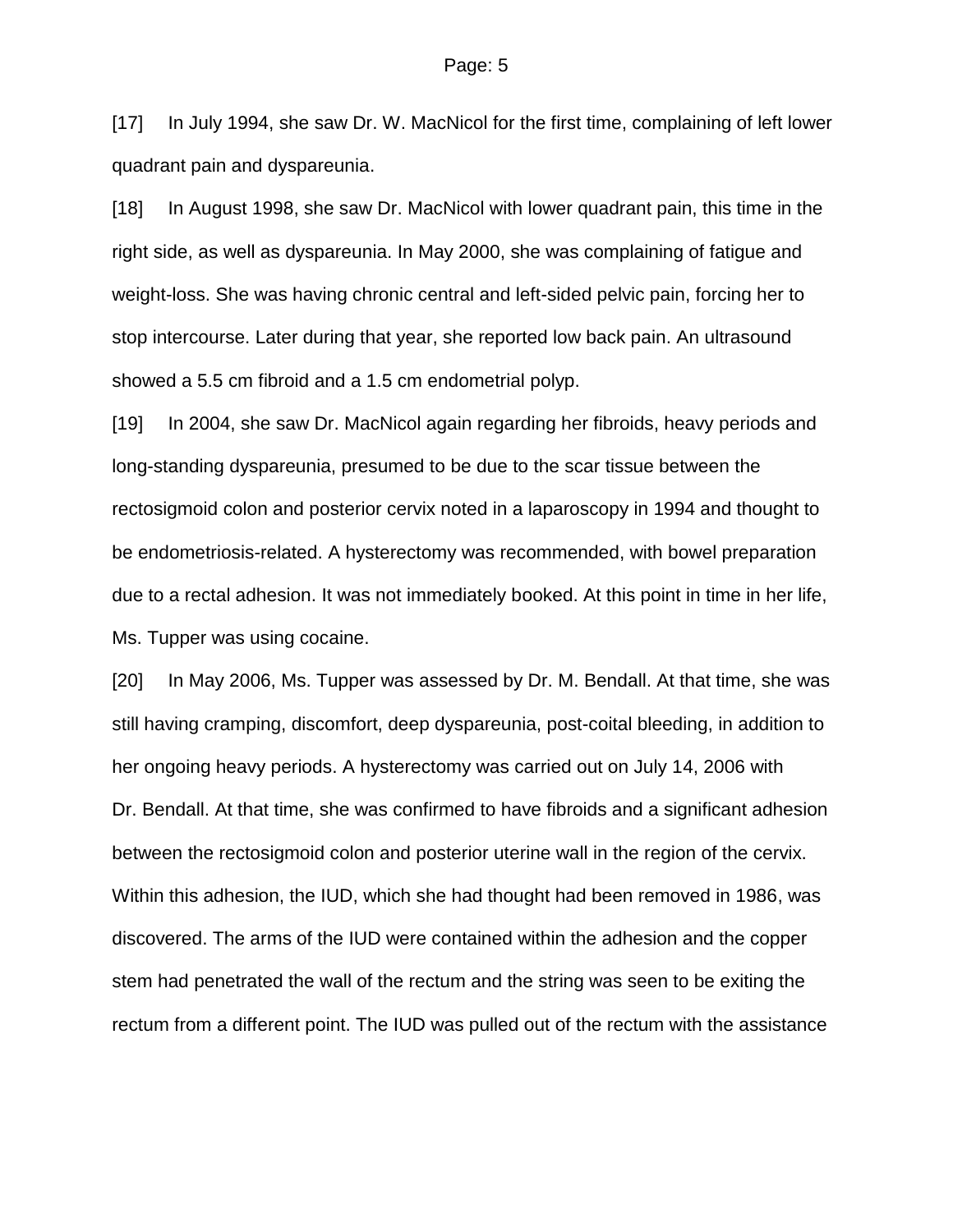[17] In July 1994, she saw Dr. W. MacNicol for the first time, complaining of left lower quadrant pain and dyspareunia.

[18] In August 1998, she saw Dr. MacNicol with lower quadrant pain, this time in the right side, as well as dyspareunia. In May 2000, she was complaining of fatigue and weight-loss. She was having chronic central and left-sided pelvic pain, forcing her to stop intercourse. Later during that year, she reported low back pain. An ultrasound showed a 5.5 cm fibroid and a 1.5 cm endometrial polyp.

[19] In 2004, she saw Dr. MacNicol again regarding her fibroids, heavy periods and long-standing dyspareunia, presumed to be due to the scar tissue between the rectosigmoid colon and posterior cervix noted in a laparoscopy in 1994 and thought to be endometriosis-related. A hysterectomy was recommended, with bowel preparation due to a rectal adhesion. It was not immediately booked. At this point in time in her life, Ms. Tupper was using cocaine.

[20] In May 2006, Ms. Tupper was assessed by Dr. M. Bendall. At that time, she was still having cramping, discomfort, deep dyspareunia, post-coital bleeding, in addition to her ongoing heavy periods. A hysterectomy was carried out on July 14, 2006 with Dr. Bendall. At that time, she was confirmed to have fibroids and a significant adhesion between the rectosigmoid colon and posterior uterine wall in the region of the cervix. Within this adhesion, the IUD, which she had thought had been removed in 1986, was discovered. The arms of the IUD were contained within the adhesion and the copper stem had penetrated the wall of the rectum and the string was seen to be exiting the rectum from a different point. The IUD was pulled out of the rectum with the assistance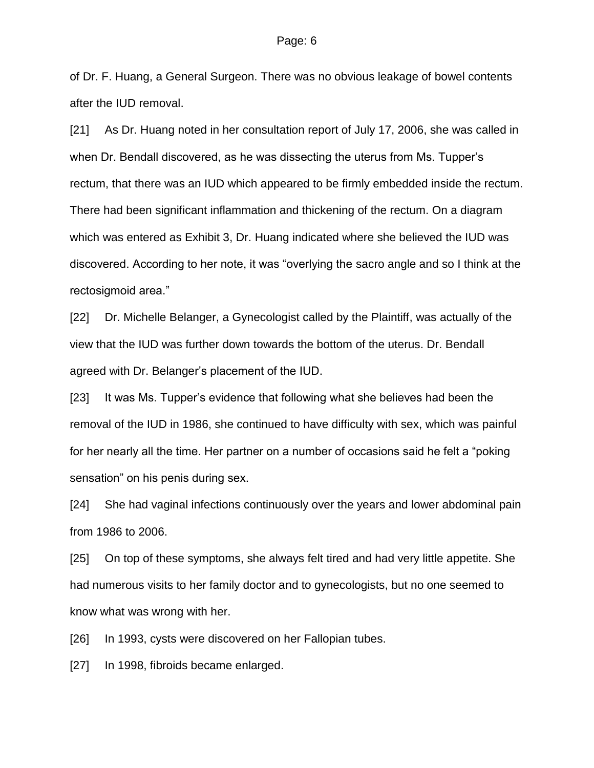of Dr. F. Huang, a General Surgeon. There was no obvious leakage of bowel contents after the IUD removal.

[21] As Dr. Huang noted in her consultation report of July 17, 2006, she was called in when Dr. Bendall discovered, as he was dissecting the uterus from Ms. Tupper's rectum, that there was an IUD which appeared to be firmly embedded inside the rectum. There had been significant inflammation and thickening of the rectum. On a diagram which was entered as Exhibit 3, Dr. Huang indicated where she believed the IUD was discovered. According to her note, it was "overlying the sacro angle and so I think at the rectosigmoid area."

[22] Dr. Michelle Belanger, a Gynecologist called by the Plaintiff, was actually of the view that the IUD was further down towards the bottom of the uterus. Dr. Bendall agreed with Dr. Belanger's placement of the IUD.

[23] It was Ms. Tupper's evidence that following what she believes had been the removal of the IUD in 1986, she continued to have difficulty with sex, which was painful for her nearly all the time. Her partner on a number of occasions said he felt a "poking sensation" on his penis during sex.

[24] She had vaginal infections continuously over the years and lower abdominal pain from 1986 to 2006.

[25] On top of these symptoms, she always felt tired and had very little appetite. She had numerous visits to her family doctor and to gynecologists, but no one seemed to know what was wrong with her.

[26] In 1993, cysts were discovered on her Fallopian tubes.

[27] In 1998, fibroids became enlarged.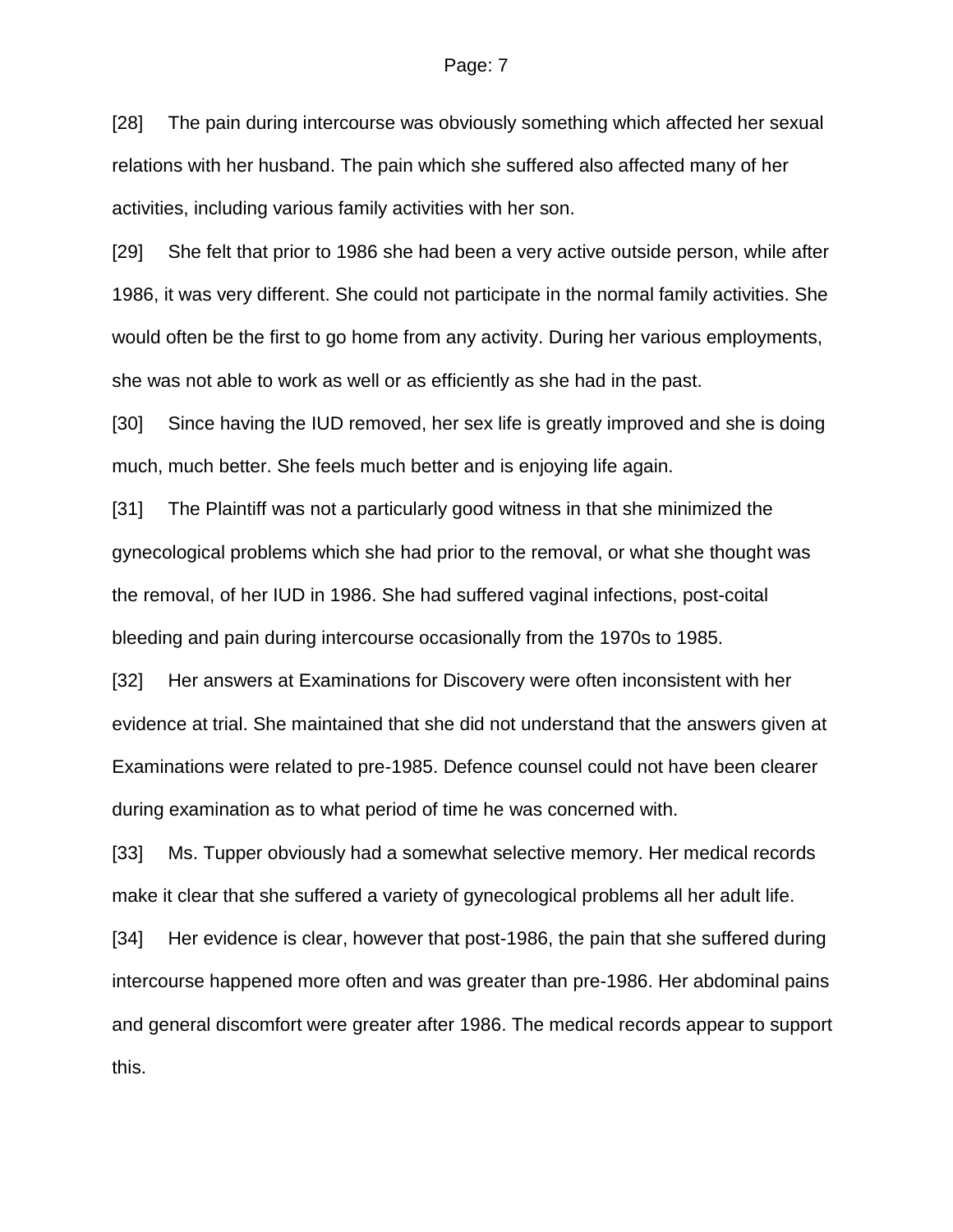[28] The pain during intercourse was obviously something which affected her sexual relations with her husband. The pain which she suffered also affected many of her activities, including various family activities with her son.

[29] She felt that prior to 1986 she had been a very active outside person, while after 1986, it was very different. She could not participate in the normal family activities. She would often be the first to go home from any activity. During her various employments, she was not able to work as well or as efficiently as she had in the past.

[30] Since having the IUD removed, her sex life is greatly improved and she is doing much, much better. She feels much better and is enjoying life again.

[31] The Plaintiff was not a particularly good witness in that she minimized the gynecological problems which she had prior to the removal, or what she thought was the removal, of her IUD in 1986. She had suffered vaginal infections, post-coital bleeding and pain during intercourse occasionally from the 1970s to 1985.

[32] Her answers at Examinations for Discovery were often inconsistent with her evidence at trial. She maintained that she did not understand that the answers given at Examinations were related to pre-1985. Defence counsel could not have been clearer during examination as to what period of time he was concerned with.

[33] Ms. Tupper obviously had a somewhat selective memory. Her medical records make it clear that she suffered a variety of gynecological problems all her adult life.

[34] Her evidence is clear, however that post-1986, the pain that she suffered during intercourse happened more often and was greater than pre-1986. Her abdominal pains and general discomfort were greater after 1986. The medical records appear to support this.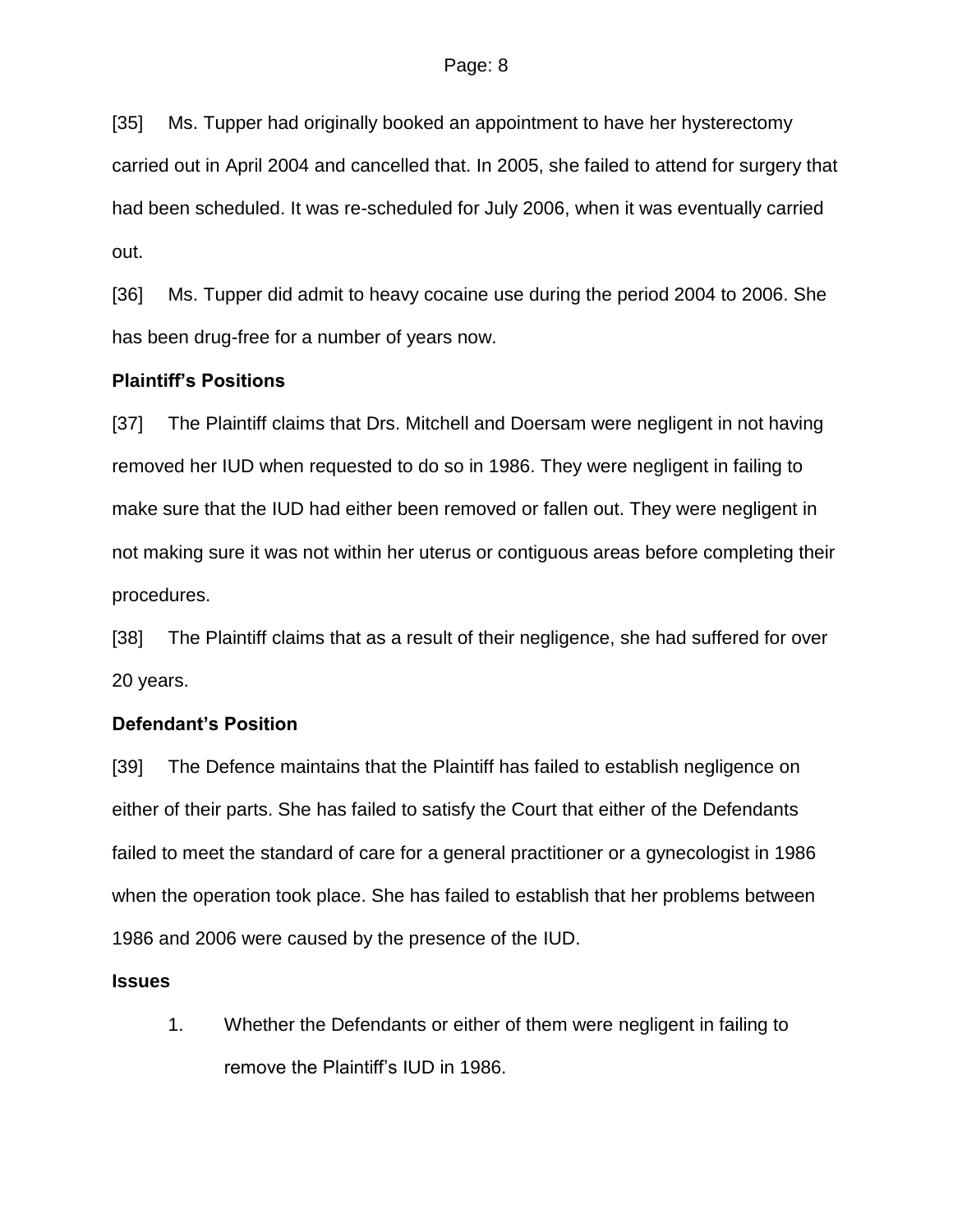[35] Ms. Tupper had originally booked an appointment to have her hysterectomy carried out in April 2004 and cancelled that. In 2005, she failed to attend for surgery that had been scheduled. It was re-scheduled for July 2006, when it was eventually carried out.

[36] Ms. Tupper did admit to heavy cocaine use during the period 2004 to 2006. She has been drug-free for a number of years now.

**Plaintiff's Positions**

[37] The Plaintiff claims that Drs. Mitchell and Doersam were negligent in not having removed her IUD when requested to do so in 1986. They were negligent in failing to make sure that the IUD had either been removed or fallen out. They were negligent in not making sure it was not within her uterus or contiguous areas before completing their procedures.

[38] The Plaintiff claims that as a result of their negligence, she had suffered for over 20 years.

**Defendant's Position**

[39] The Defence maintains that the Plaintiff has failed to establish negligence on either of their parts. She has failed to satisfy the Court that either of the Defendants failed to meet the standard of care for a general practitioner or a gynecologist in 1986 when the operation took place. She has failed to establish that her problems between 1986 and 2006 were caused by the presence of the IUD.

**Issues**

1. Whether the Defendants or either of them were negligent in failing to remove the Plaintiff's IUD in 1986.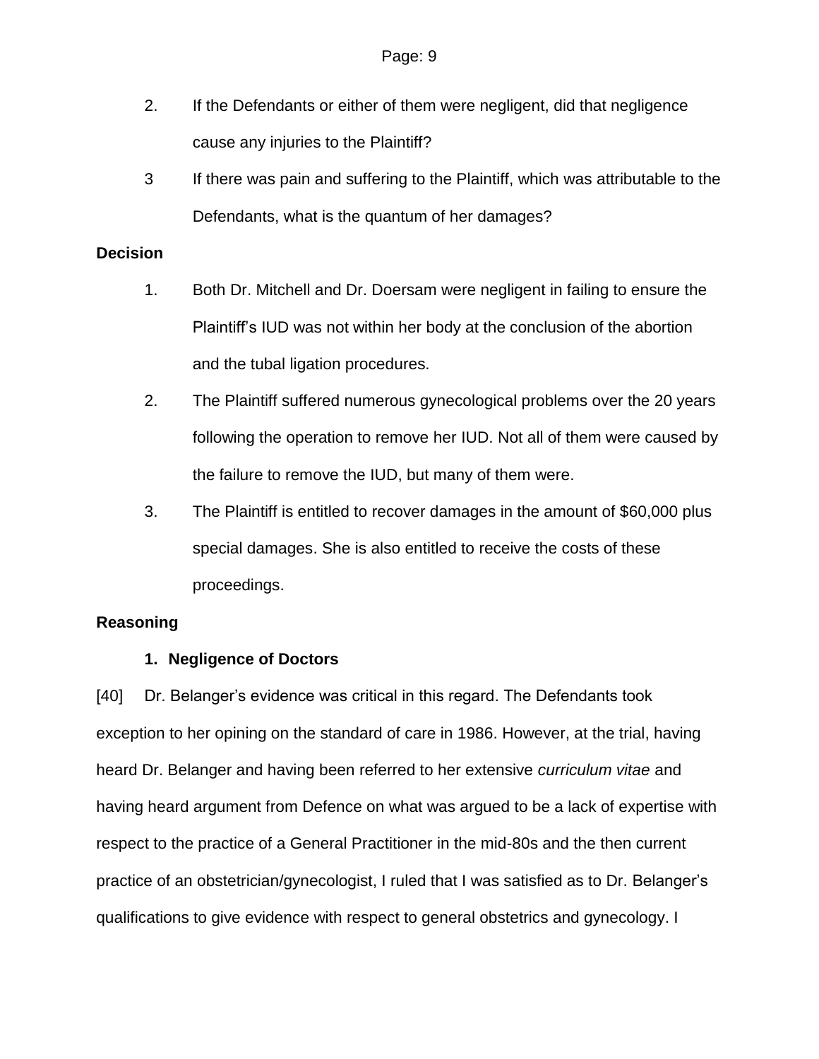2. If the Defendants or either of them were negligent, did that negligence cause any injuries to the Plaintiff?

3 If there was pain and suffering to the Plaintiff, which was attributable to the Defendants, what is the quantum of her damages?

**Decision**

1. Both Dr. Mitchell and Dr. Doersam were negligent in failing to ensure the Plaintiff's IUD was not within her body at the conclusion of the abortion and the tubal ligation procedures.

2. The Plaintiff suffered numerous gynecological problems over the 20 years following the operation to remove her IUD. Not all of them were caused by the failure to remove the IUD, but many of them were.

3. The Plaintiff is entitled to recover damages in the amount of $60,000 plus special damages. She is also entitled to receive the costs of these proceedings.

**Reasoning**

**1. Negligence of Doctors**

[40] Dr. Belanger's evidence was critical in this regard. The Defendants took exception to her opining on the standard of care in 1986. However, at the trial, having heard Dr. Belanger and having been referred to her extensive *curriculum vitae* and having heard argument from Defence on what was argued to be a lack of expertise with respect to the practice of a General Practitioner in the mid-80s and the then current practice of an obstetrician/gynecologist, I ruled that I was satisfied as to Dr. Belanger's qualifications to give evidence with respect to general obstetrics and gynecology. I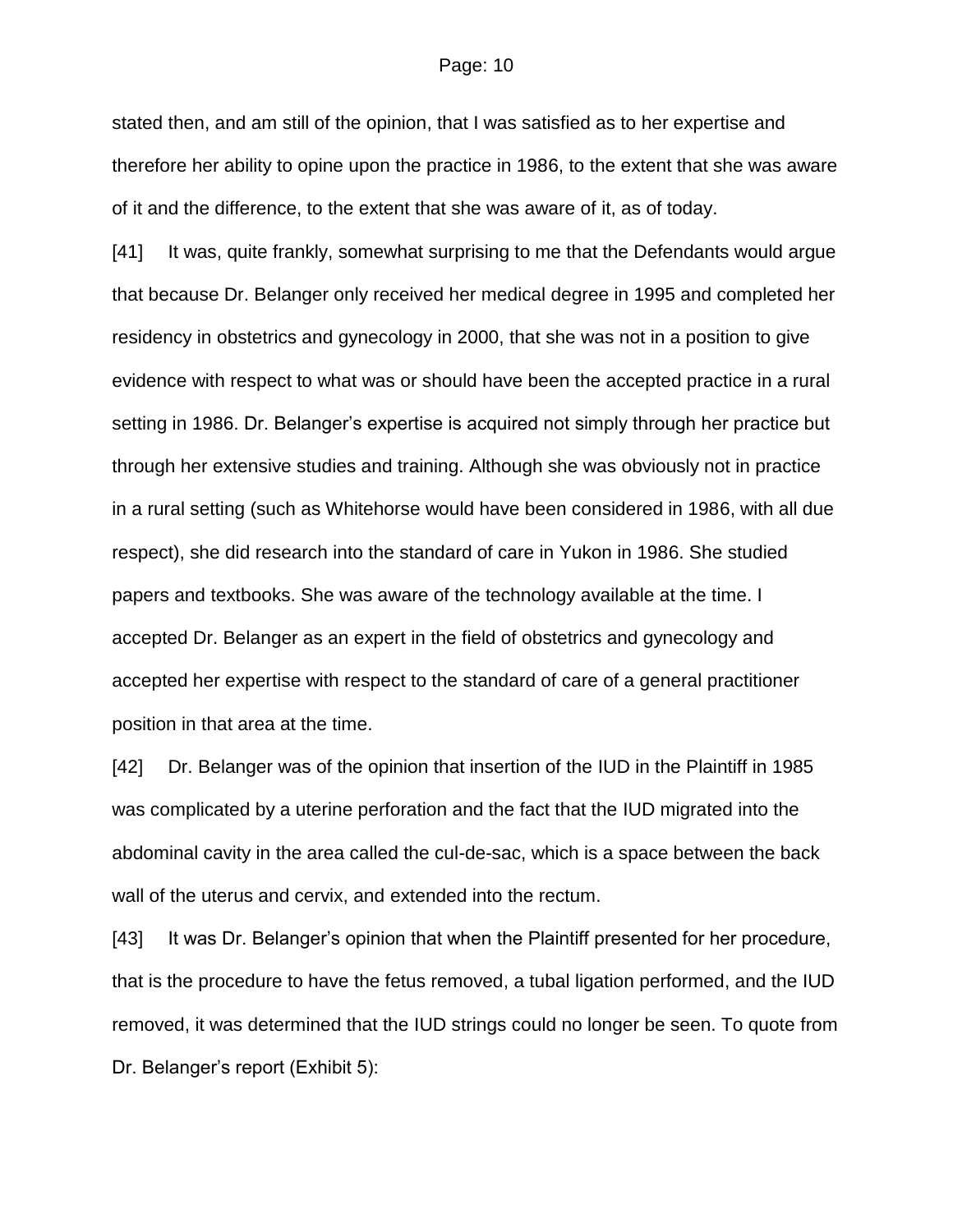stated then, and am still of the opinion, that I was satisfied as to her expertise and therefore her ability to opine upon the practice in 1986, to the extent that she was aware of it and the difference, to the extent that she was aware of it, as of today.

[41] It was, quite frankly, somewhat surprising to me that the Defendants would argue that because Dr. Belanger only received her medical degree in 1995 and completed her residency in obstetrics and gynecology in 2000, that she was not in a position to give evidence with respect to what was or should have been the accepted practice in a rural setting in 1986. Dr. Belanger's expertise is acquired not simply through her practice but through her extensive studies and training. Although she was obviously not in practice in a rural setting (such as Whitehorse would have been considered in 1986, with all due respect), she did research into the standard of care in Yukon in 1986. She studied papers and textbooks. She was aware of the technology available at the time. I accepted Dr. Belanger as an expert in the field of obstetrics and gynecology and accepted her expertise with respect to the standard of care of a general practitioner position in that area at the time.

[42] Dr. Belanger was of the opinion that insertion of the IUD in the Plaintiff in 1985 was complicated by a uterine perforation and the fact that the IUD migrated into the abdominal cavity in the area called the cul-de-sac, which is a space between the back wall of the uterus and cervix, and extended into the rectum.

[43] It was Dr. Belanger's opinion that when the Plaintiff presented for her procedure, that is the procedure to have the fetus removed, a tubal ligation performed, and the IUD removed, it was determined that the IUD strings could no longer be seen. To quote from Dr. Belanger's report (Exhibit 5):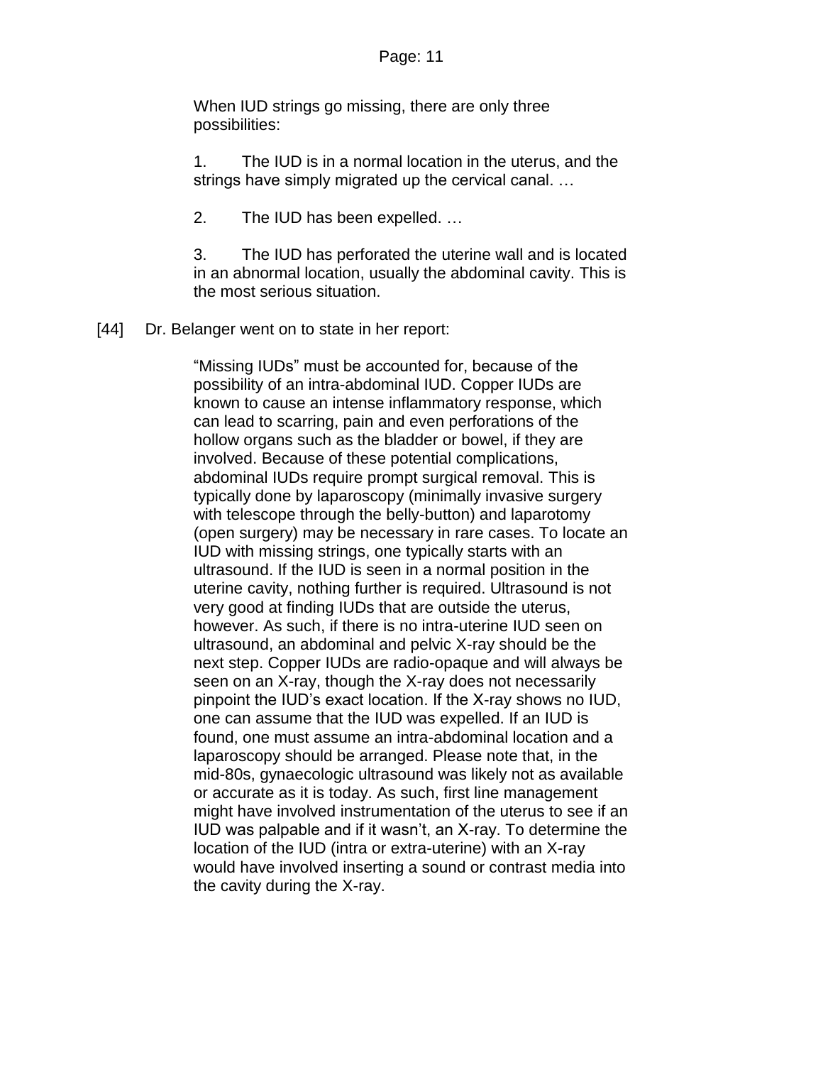> When IUD strings go missing, there are only three possibilities:
>
> 1. The IUD is in a normal location in the uterus, and the strings have simply migrated up the cervical canal. …
>
> 2. The IUD has been expelled. …
>
> 3. The IUD has perforated the uterine wall and is located in an abnormal location, usually the abdominal cavity. This is the most serious situation.

[44] Dr. Belanger went on to state in her report:

> “Missing IUDs” must be accounted for, because of the possibility of an intra-abdominal IUD. Copper IUDs are known to cause an intense inflammatory response, which can lead to scarring, pain and even perforations of the hollow organs such as the bladder or bowel, if they are involved. Because of these potential complications, abdominal IUDs require prompt surgical removal. This is typically done by laparoscopy (minimally invasive surgery with telescope through the belly-button) and laparotomy (open surgery) may be necessary in rare cases. To locate an IUD with missing strings, one typically starts with an ultrasound. If the IUD is seen in a normal position in the uterine cavity, nothing further is required. Ultrasound is not very good at finding IUDs that are outside the uterus, however. As such, if there is no intra-uterine IUD seen on ultrasound, an abdominal and pelvic X-ray should be the next step. Copper IUDs are radio-opaque and will always be seen on an X-ray, though the X-ray does not necessarily pinpoint the IUD’s exact location. If the X-ray shows no IUD, one can assume that the IUD was expelled. If an IUD is found, one must assume an intra-abdominal location and a laparoscopy should be arranged. Please note that, in the mid-80s, gynaecologic ultrasound was likely not as available or accurate as it is today. As such, first line management might have involved instrumentation of the uterus to see if an IUD was palpable and if it wasn’t, an X-ray. To determine the location of the IUD (intra or extra-uterine) with an X-ray would have involved inserting a sound or contrast media into the cavity during the X-ray.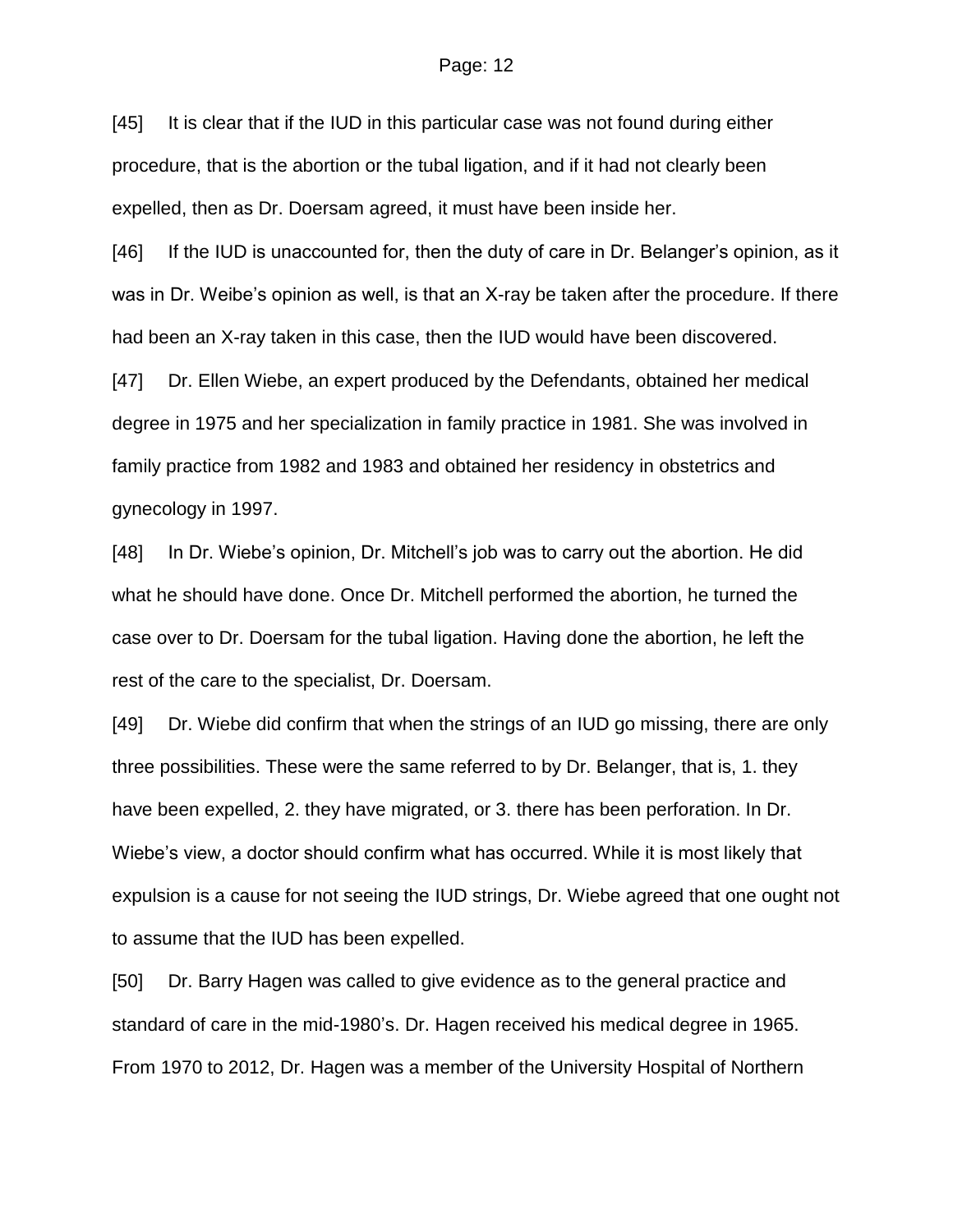[45] It is clear that if the IUD in this particular case was not found during either procedure, that is the abortion or the tubal ligation, and if it had not clearly been expelled, then as Dr. Doersam agreed, it must have been inside her.

[46] If the IUD is unaccounted for, then the duty of care in Dr. Belanger's opinion, as it was in Dr. Weibe's opinion as well, is that an X-ray be taken after the procedure. If there had been an X-ray taken in this case, then the IUD would have been discovered.

[47] Dr. Ellen Wiebe, an expert produced by the Defendants, obtained her medical degree in 1975 and her specialization in family practice in 1981. She was involved in family practice from 1982 and 1983 and obtained her residency in obstetrics and gynecology in 1997.

[48] In Dr. Wiebe's opinion, Dr. Mitchell's job was to carry out the abortion. He did what he should have done. Once Dr. Mitchell performed the abortion, he turned the case over to Dr. Doersam for the tubal ligation. Having done the abortion, he left the rest of the care to the specialist, Dr. Doersam.

[49] Dr. Wiebe did confirm that when the strings of an IUD go missing, there are only three possibilities. These were the same referred to by Dr. Belanger, that is, 1. they have been expelled, 2. they have migrated, or 3. there has been perforation. In Dr. Wiebe's view, a doctor should confirm what has occurred. While it is most likely that expulsion is a cause for not seeing the IUD strings, Dr. Wiebe agreed that one ought not to assume that the IUD has been expelled.

[50] Dr. Barry Hagen was called to give evidence as to the general practice and standard of care in the mid-1980's. Dr. Hagen received his medical degree in 1965. From 1970 to 2012, Dr. Hagen was a member of the University Hospital of Northern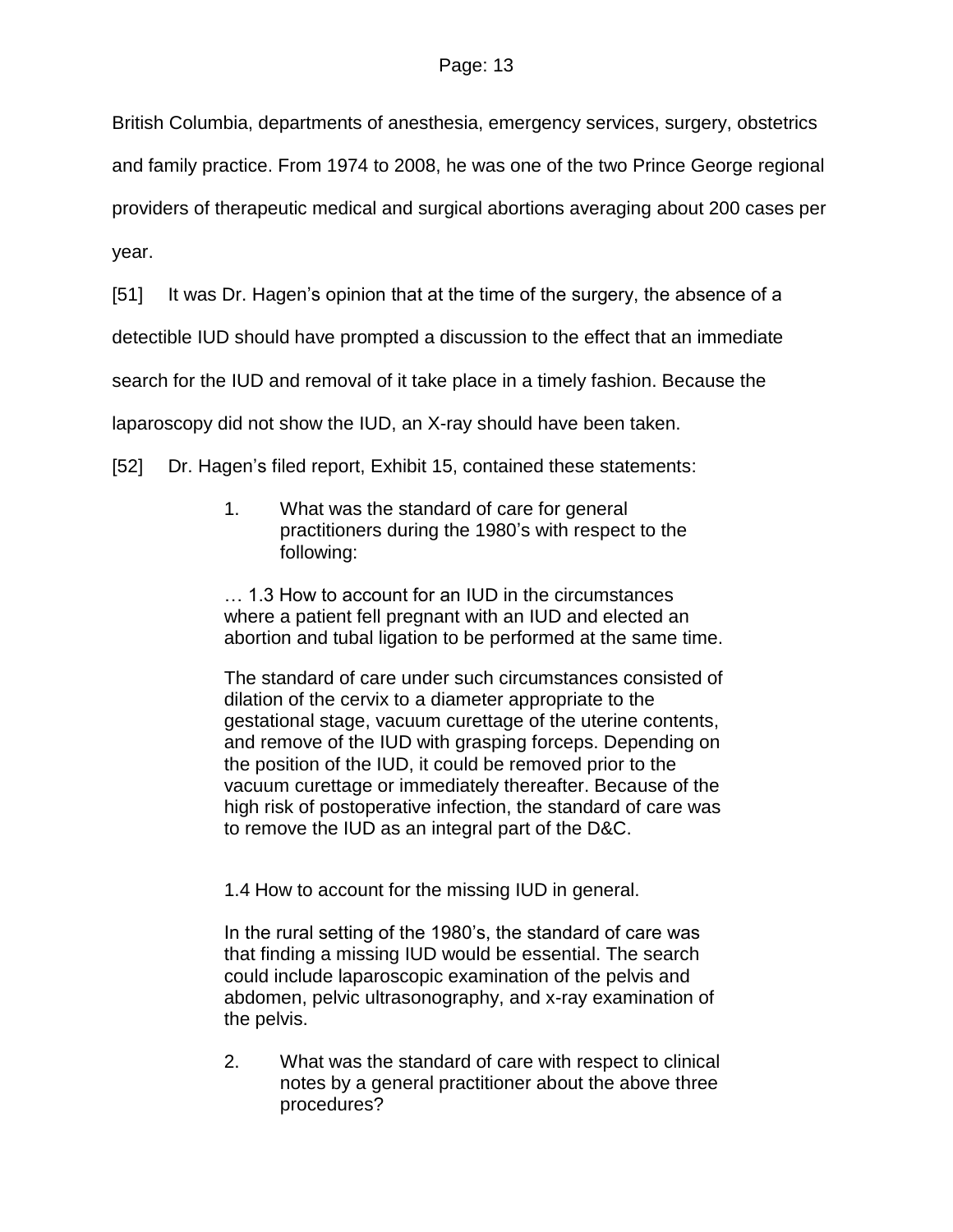British Columbia, departments of anesthesia, emergency services, surgery, obstetrics and family practice. From 1974 to 2008, he was one of the two Prince George regional providers of therapeutic medical and surgical abortions averaging about 200 cases per year.

[51] It was Dr. Hagen's opinion that at the time of the surgery, the absence of a detectible IUD should have prompted a discussion to the effect that an immediate search for the IUD and removal of it take place in a timely fashion. Because the laparoscopy did not show the IUD, an X-ray should have been taken.

[52] Dr. Hagen's filed report, Exhibit 15, contained these statements:

> 1. What was the standard of care for general practitioners during the 1980's with respect to the following:
>
> … 1.3 How to account for an IUD in the circumstances where a patient fell pregnant with an IUD and elected an abortion and tubal ligation to be performed at the same time.
>
> The standard of care under such circumstances consisted of dilation of the cervix to a diameter appropriate to the gestational stage, vacuum curettage of the uterine contents, and remove of the IUD with grasping forceps. Depending on the position of the IUD, it could be removed prior to the vacuum curettage or immediately thereafter. Because of the high risk of postoperative infection, the standard of care was to remove the IUD as an integral part of the D&C.
>
> 1.4 How to account for the missing IUD in general.
>
> In the rural setting of the 1980's, the standard of care was that finding a missing IUD would be essential. The search could include laparoscopic examination of the pelvis and abdomen, pelvic ultrasonography, and x-ray examination of the pelvis.
>
> 2. What was the standard of care with respect to clinical notes by a general practitioner about the above three procedures?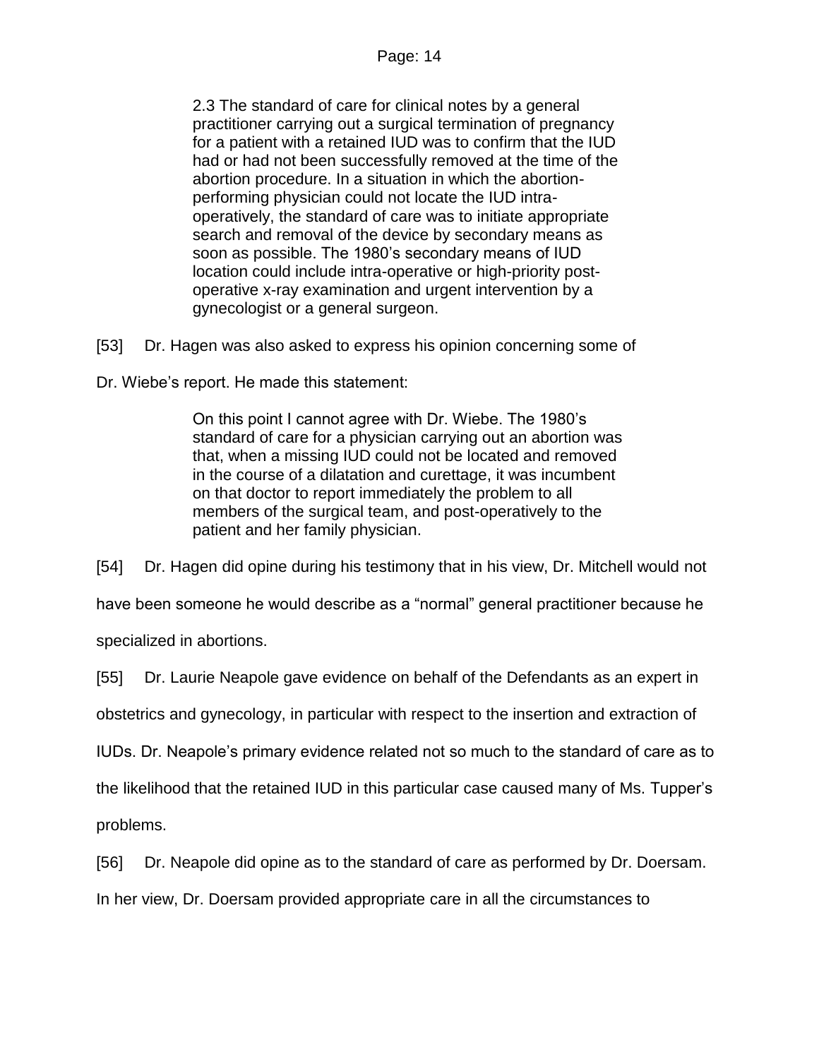> 2.3 The standard of care for clinical notes by a general practitioner carrying out a surgical termination of pregnancy for a patient with a retained IUD was to confirm that the IUD had or had not been successfully removed at the time of the abortion procedure. In a situation in which the abortion-performing physician could not locate the IUD intra-operatively, the standard of care was to initiate appropriate search and removal of the device by secondary means as soon as possible. The 1980's secondary means of IUD location could include intra-operative or high-priority post-operative x-ray examination and urgent intervention by a gynecologist or a general surgeon.

[53] Dr. Hagen was also asked to express his opinion concerning some of Dr. Wiebe's report. He made this statement:

> On this point I cannot agree with Dr. Wiebe. The 1980's standard of care for a physician carrying out an abortion was that, when a missing IUD could not be located and removed in the course of a dilatation and curettage, it was incumbent on that doctor to report immediately the problem to all members of the surgical team, and post-operatively to the patient and her family physician.

[54] Dr. Hagen did opine during his testimony that in his view, Dr. Mitchell would not have been someone he would describe as a "normal" general practitioner because he specialized in abortions.

[55] Dr. Laurie Neapole gave evidence on behalf of the Defendants as an expert in obstetrics and gynecology, in particular with respect to the insertion and extraction of IUDs. Dr. Neapole's primary evidence related not so much to the standard of care as to the likelihood that the retained IUD in this particular case caused many of Ms. Tupper's problems.

[56] Dr. Neapole did opine as to the standard of care as performed by Dr. Doersam. In her view, Dr. Doersam provided appropriate care in all the circumstances to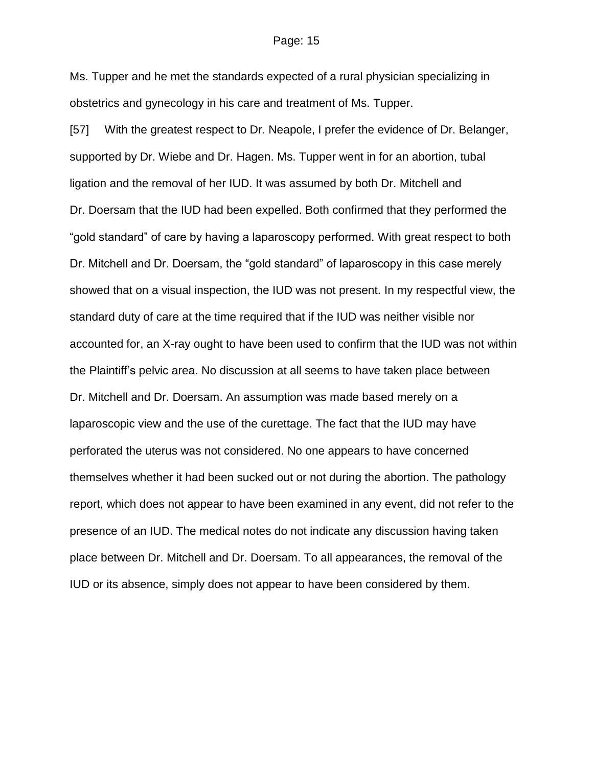Ms. Tupper and he met the standards expected of a rural physician specializing in obstetrics and gynecology in his care and treatment of Ms. Tupper.

[57] With the greatest respect to Dr. Neapole, I prefer the evidence of Dr. Belanger, supported by Dr. Wiebe and Dr. Hagen. Ms. Tupper went in for an abortion, tubal ligation and the removal of her IUD. It was assumed by both Dr. Mitchell and Dr. Doersam that the IUD had been expelled. Both confirmed that they performed the "gold standard" of care by having a laparoscopy performed. With great respect to both Dr. Mitchell and Dr. Doersam, the "gold standard" of laparoscopy in this case merely showed that on a visual inspection, the IUD was not present. In my respectful view, the standard duty of care at the time required that if the IUD was neither visible nor accounted for, an X-ray ought to have been used to confirm that the IUD was not within the Plaintiff's pelvic area. No discussion at all seems to have taken place between Dr. Mitchell and Dr. Doersam. An assumption was made based merely on a laparoscopic view and the use of the curettage. The fact that the IUD may have perforated the uterus was not considered. No one appears to have concerned themselves whether it had been sucked out or not during the abortion. The pathology report, which does not appear to have been examined in any event, did not refer to the presence of an IUD. The medical notes do not indicate any discussion having taken place between Dr. Mitchell and Dr. Doersam. To all appearances, the removal of the IUD or its absence, simply does not appear to have been considered by them.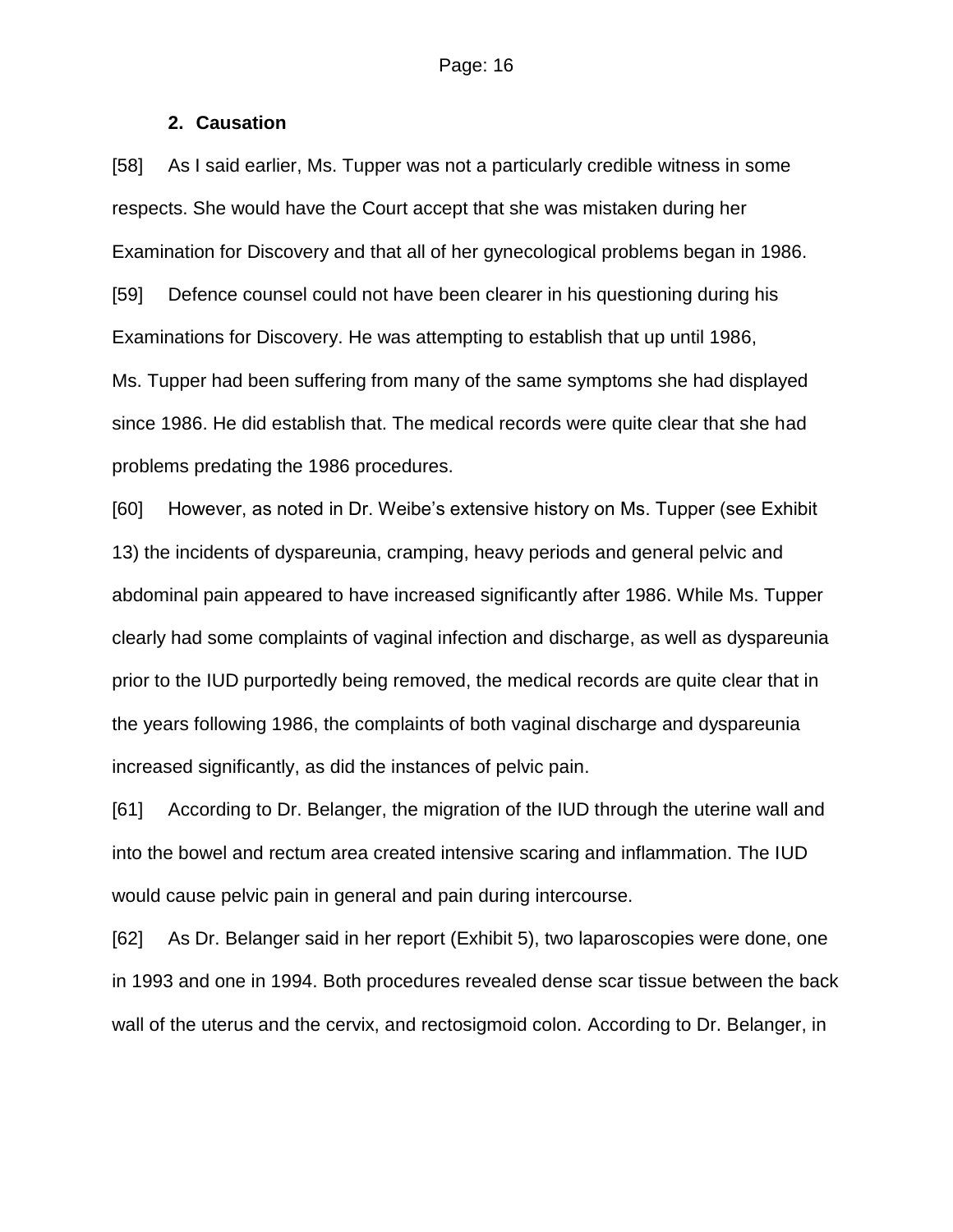## 2. Causation

[58] As I said earlier, Ms. Tupper was not a particularly credible witness in some respects. She would have the Court accept that she was mistaken during her Examination for Discovery and that all of her gynecological problems began in 1986.

[59] Defence counsel could not have been clearer in his questioning during his Examinations for Discovery. He was attempting to establish that up until 1986, Ms. Tupper had been suffering from many of the same symptoms she had displayed since 1986. He did establish that. The medical records were quite clear that she had problems predating the 1986 procedures.

[60] However, as noted in Dr. Weibe's extensive history on Ms. Tupper (see Exhibit 13) the incidents of dyspareunia, cramping, heavy periods and general pelvic and abdominal pain appeared to have increased significantly after 1986. While Ms. Tupper clearly had some complaints of vaginal infection and discharge, as well as dyspareunia prior to the IUD purportedly being removed, the medical records are quite clear that in the years following 1986, the complaints of both vaginal discharge and dyspareunia increased significantly, as did the instances of pelvic pain.

[61] According to Dr. Belanger, the migration of the IUD through the uterine wall and into the bowel and rectum area created intensive scaring and inflammation. The IUD would cause pelvic pain in general and pain during intercourse.

[62] As Dr. Belanger said in her report (Exhibit 5), two laparoscopies were done, one in 1993 and one in 1994. Both procedures revealed dense scar tissue between the back wall of the uterus and the cervix, and rectosigmoid colon. According to Dr. Belanger, in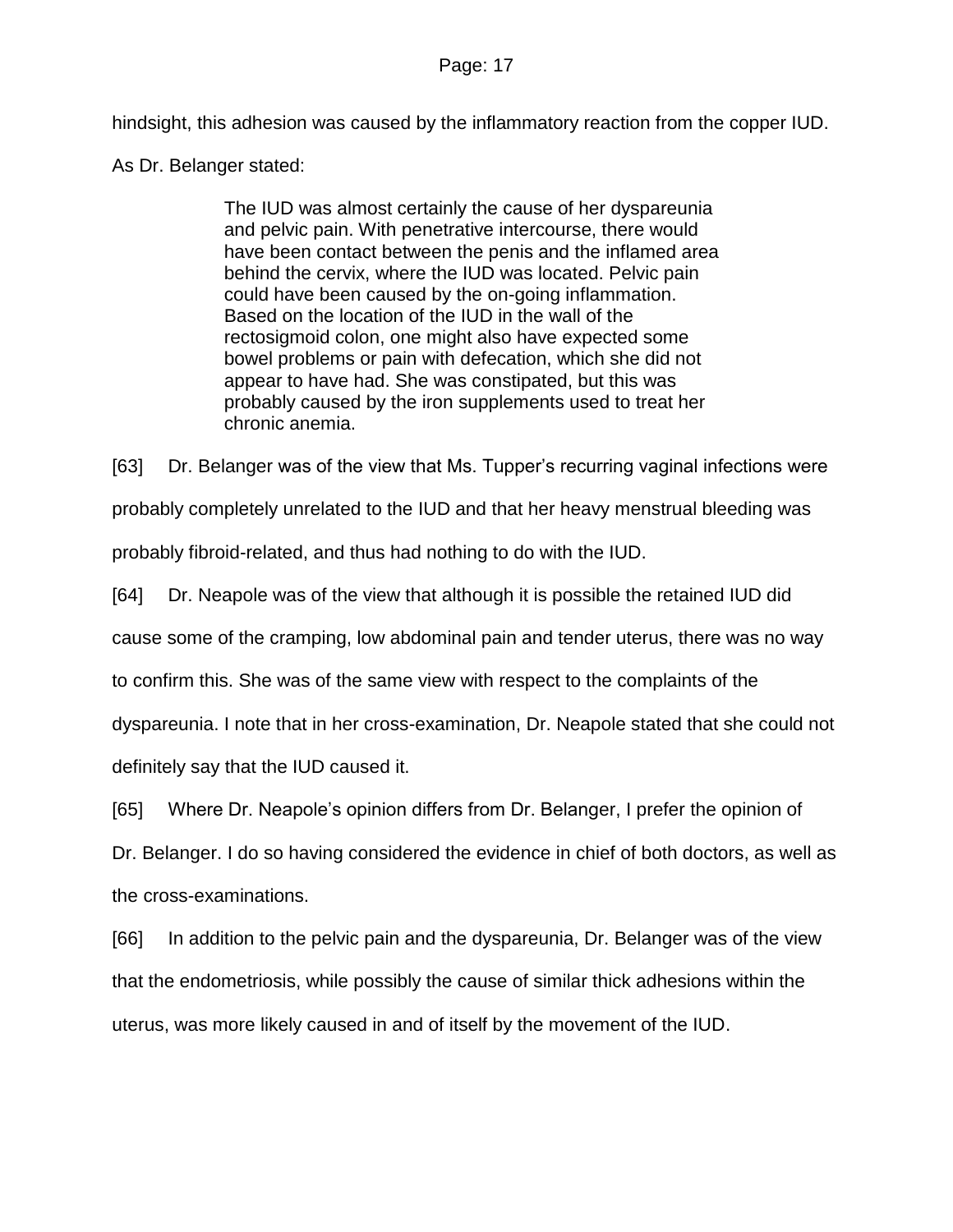hindsight, this adhesion was caused by the inflammatory reaction from the copper IUD. As Dr. Belanger stated:

> The IUD was almost certainly the cause of her dyspareunia and pelvic pain. With penetrative intercourse, there would have been contact between the penis and the inflamed area behind the cervix, where the IUD was located. Pelvic pain could have been caused by the on-going inflammation. Based on the location of the IUD in the wall of the rectosigmoid colon, one might also have expected some bowel problems or pain with defecation, which she did not appear to have had. She was constipated, but this was probably caused by the iron supplements used to treat her chronic anemia.

[63] Dr. Belanger was of the view that Ms. Tupper's recurring vaginal infections were probably completely unrelated to the IUD and that her heavy menstrual bleeding was probably fibroid-related, and thus had nothing to do with the IUD.

[64] Dr. Neapole was of the view that although it is possible the retained IUD did cause some of the cramping, low abdominal pain and tender uterus, there was no way to confirm this. She was of the same view with respect to the complaints of the dyspareunia. I note that in her cross-examination, Dr. Neapole stated that she could not definitely say that the IUD caused it.

[65] Where Dr. Neapole's opinion differs from Dr. Belanger, I prefer the opinion of Dr. Belanger. I do so having considered the evidence in chief of both doctors, as well as the cross-examinations.

[66] In addition to the pelvic pain and the dyspareunia, Dr. Belanger was of the view that the endometriosis, while possibly the cause of similar thick adhesions within the uterus, was more likely caused in and of itself by the movement of the IUD.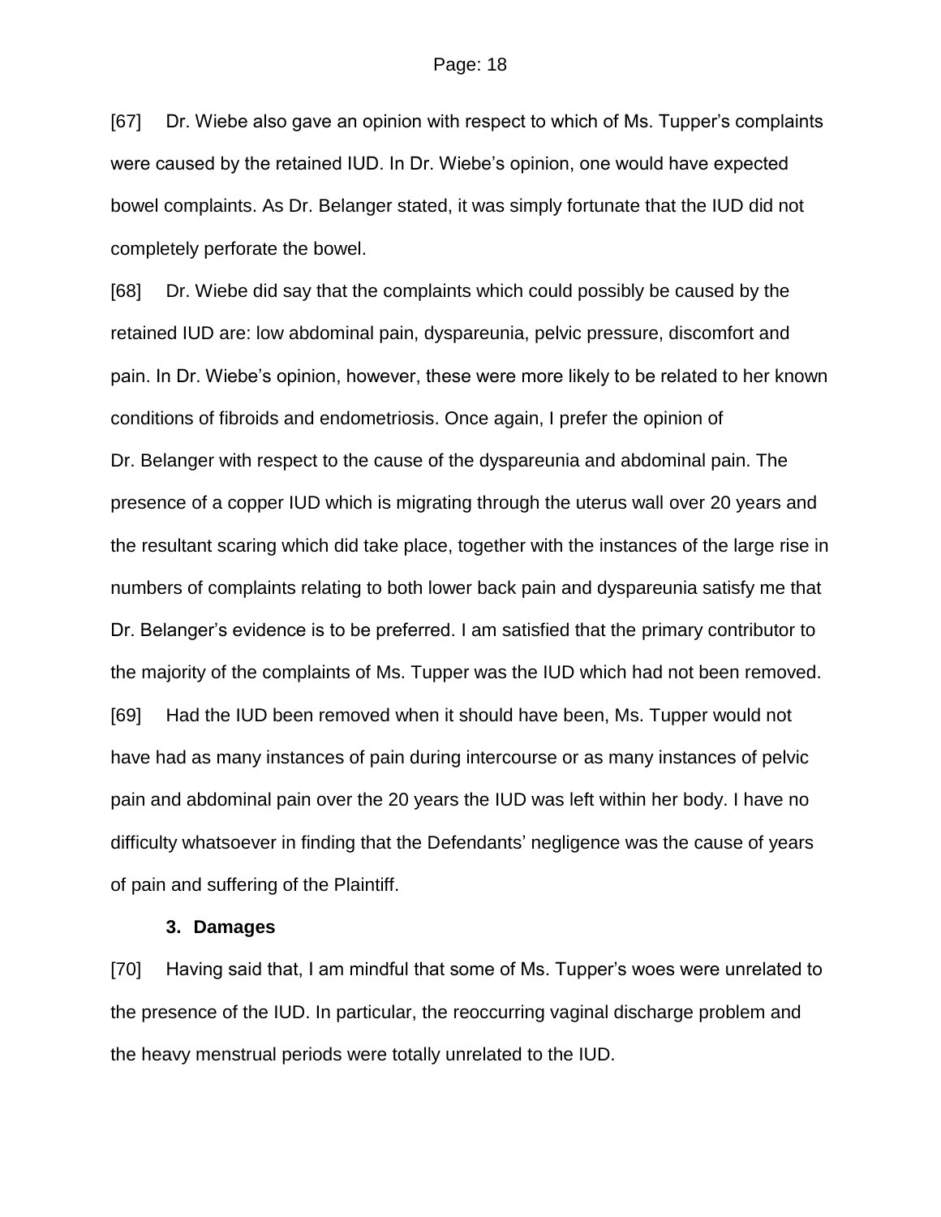[67] Dr. Wiebe also gave an opinion with respect to which of Ms. Tupper's complaints were caused by the retained IUD. In Dr. Wiebe's opinion, one would have expected bowel complaints. As Dr. Belanger stated, it was simply fortunate that the IUD did not completely perforate the bowel.

[68] Dr. Wiebe did say that the complaints which could possibly be caused by the retained IUD are: low abdominal pain, dyspareunia, pelvic pressure, discomfort and pain. In Dr. Wiebe's opinion, however, these were more likely to be related to her known conditions of fibroids and endometriosis. Once again, I prefer the opinion of Dr. Belanger with respect to the cause of the dyspareunia and abdominal pain. The presence of a copper IUD which is migrating through the uterus wall over 20 years and the resultant scaring which did take place, together with the instances of the large rise in numbers of complaints relating to both lower back pain and dyspareunia satisfy me that Dr. Belanger's evidence is to be preferred. I am satisfied that the primary contributor to the majority of the complaints of Ms. Tupper was the IUD which had not been removed.

[69] Had the IUD been removed when it should have been, Ms. Tupper would not have had as many instances of pain during intercourse or as many instances of pelvic pain and abdominal pain over the 20 years the IUD was left within her body. I have no difficulty whatsoever in finding that the Defendants' negligence was the cause of years of pain and suffering of the Plaintiff.

### 3. Damages

[70] Having said that, I am mindful that some of Ms. Tupper's woes were unrelated to the presence of the IUD. In particular, the reoccurring vaginal discharge problem and the heavy menstrual periods were totally unrelated to the IUD.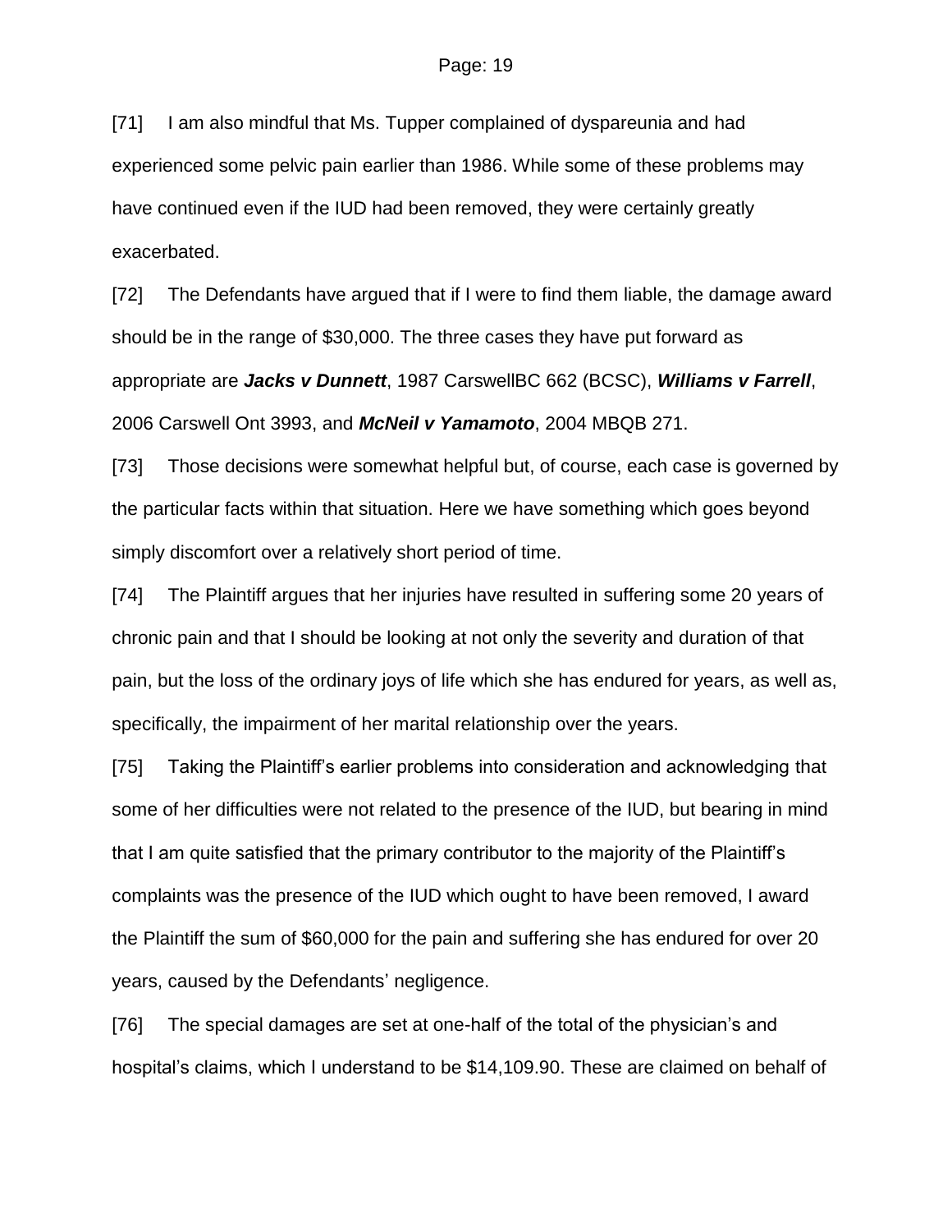[71] I am also mindful that Ms. Tupper complained of dyspareunia and had experienced some pelvic pain earlier than 1986. While some of these problems may have continued even if the IUD had been removed, they were certainly greatly exacerbated.

[72] The Defendants have argued that if I were to find them liable, the damage award should be in the range of $30,000. The three cases they have put forward as appropriate are ***Jacks v Dunnett***, 1987 CarswellBC 662 (BCSC), ***Williams v Farrell***, 2006 Carswell Ont 3993, and ***McNeil v Yamamoto***, 2004 MBQB 271.

[73] Those decisions were somewhat helpful but, of course, each case is governed by the particular facts within that situation. Here we have something which goes beyond simply discomfort over a relatively short period of time.

[74] The Plaintiff argues that her injuries have resulted in suffering some 20 years of chronic pain and that I should be looking at not only the severity and duration of that pain, but the loss of the ordinary joys of life which she has endured for years, as well as, specifically, the impairment of her marital relationship over the years.

[75] Taking the Plaintiff's earlier problems into consideration and acknowledging that some of her difficulties were not related to the presence of the IUD, but bearing in mind that I am quite satisfied that the primary contributor to the majority of the Plaintiff's complaints was the presence of the IUD which ought to have been removed, I award the Plaintiff the sum of $60,000 for the pain and suffering she has endured for over 20 years, caused by the Defendants' negligence.

[76] The special damages are set at one-half of the total of the physician's and hospital's claims, which I understand to be $14,109.90. These are claimed on behalf of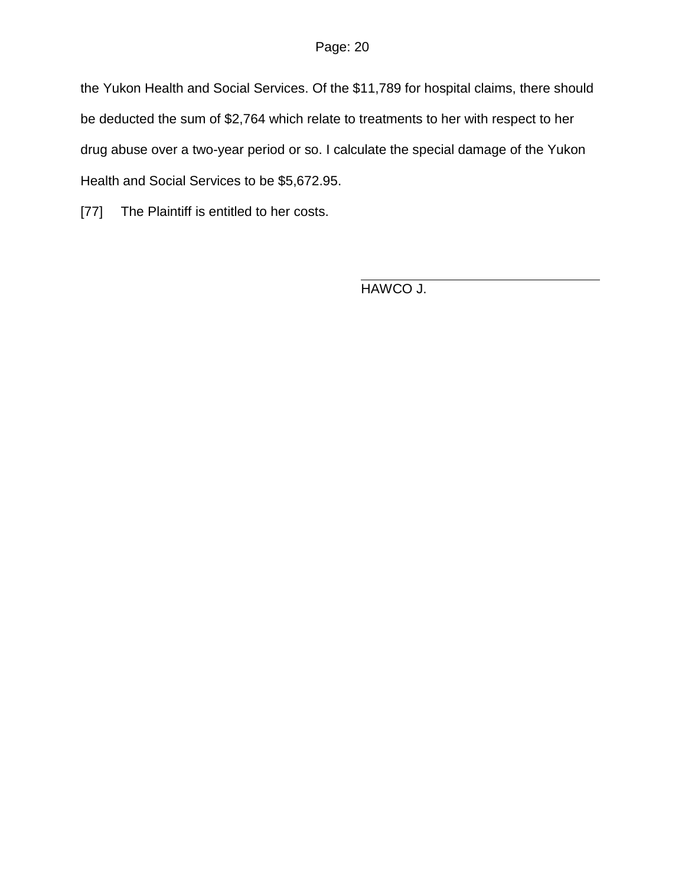the Yukon Health and Social Services. Of the $11,789 for hospital claims, there should be deducted the sum of $2,764 which relate to treatments to her with respect to her drug abuse over a two-year period or so. I calculate the special damage of the Yukon Health and Social Services to be $5,672.95.

[77] The Plaintiff is entitled to her costs.

HAWCO J.